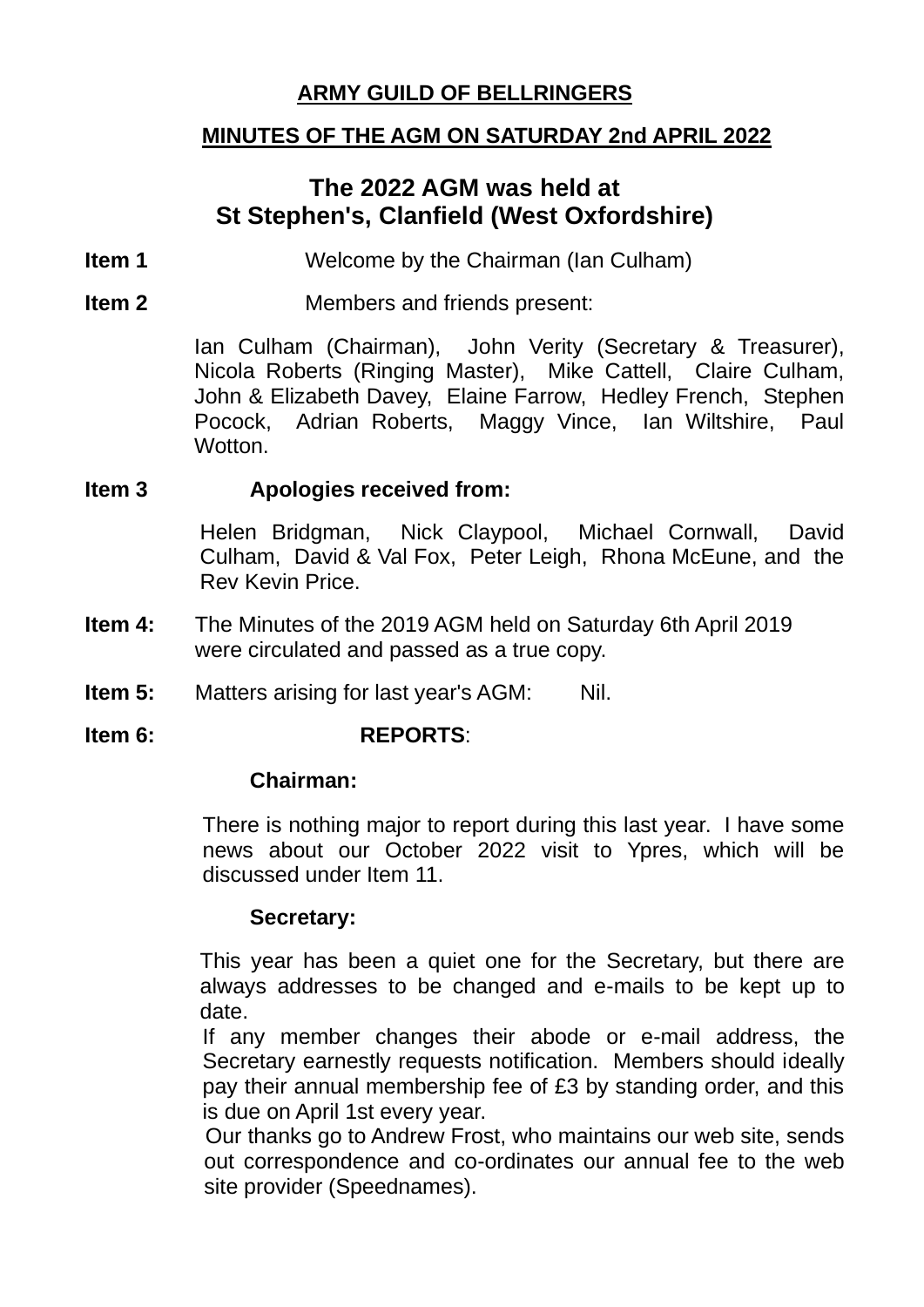# ARMY GUILD OF BELLRINGERS

## MINUTES OF THE AGM ON SATURDAY 2nd APRIL 2022

### The 2022 AGM was held at St Stephen's, Clanfield (West Oxfordshire)

**Item 1** Welcome by the Chairman (Ian Culham)

**Item 2** Members and friends present:

Ian Culham (Chairman), John Verity (Secretary & Treasurer), Nicola Roberts (Ringing Master), Mike Cattell, Claire Culham, John & Elizabeth Davey, Elaine Farrow, Hedley French, Stephen Pocock, Adrian Roberts, Maggy Vince, Ian Wiltshire, Paul Wotton.

**Item 3** **Apologies received from:**

Helen Bridgman, Nick Claypool, Michael Cornwall, David Culham, David & Val Fox, Peter Leigh, Rhona McEune, and the Rev Kevin Price.

**Item 4:** The Minutes of the 2019 AGM held on Saturday 6th April 2019 were circulated and passed as a true copy.

**Item 5:** Matters arising for last year's AGM: Nil.

**Item 6:** **REPORTS**:

**Chairman:**

There is nothing major to report during this last year. I have some news about our October 2022 visit to Ypres, which will be discussed under Item 11.

**Secretary:**

This year has been a quiet one for the Secretary, but there are always addresses to be changed and e-mails to be kept up to date.

If any member changes their abode or e-mail address, the Secretary earnestly requests notification. Members should ideally pay their annual membership fee of £3 by standing order, and this is due on April 1st every year.

Our thanks go to Andrew Frost, who maintains our web site, sends out correspondence and co-ordinates our annual fee to the web site provider (Speednames).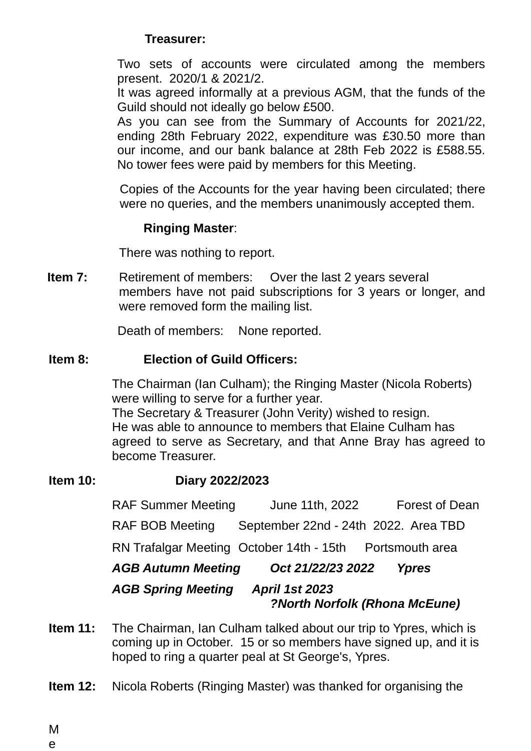**Treasurer:**

Two sets of accounts were circulated among the members present. 2020/1 & 2021/2.
It was agreed informally at a previous AGM, that the funds of the Guild should not ideally go below £500.
As you can see from the Summary of Accounts for 2021/22, ending 28th February 2022, expenditure was £30.50 more than our income, and our bank balance at 28th Feb 2022 is £588.55. No tower fees were paid by members for this Meeting.

Copies of the Accounts for the year having been circulated; there were no queries, and the members unanimously accepted them.

**Ringing Master**:

There was nothing to report.

**Item 7:** Retirement of members: Over the last 2 years several members have not paid subscriptions for 3 years or longer, and were removed form the mailing list.

Death of members: None reported.

**Item 8:** **Election of Guild Officers:**

The Chairman (Ian Culham); the Ringing Master (Nicola Roberts) were willing to serve for a further year.
The Secretary & Treasurer (John Verity) wished to resign.
He was able to announce to members that Elaine Culham has agreed to serve as Secretary, and that Anne Bray has agreed to become Treasurer.

**Item 10:** **Diary 2022/2023**

| | | |
|---|---|---|
| RAF Summer Meeting | June 11th, 2022 | Forest of Dean |
| RAF BOB Meeting | September 22nd - 24th 2022. | Area TBD |
| RN Trafalgar Meeting | October 14th - 15th | Portsmouth area |
| ***AGB Autumn Meeting*** | ***Oct 21/22/23 2022*** | ***Ypres*** |
| ***AGB Spring Meeting*** | ***April 1st 2023*** | ***?North Norfolk (Rhona McEune)*** |

**Item 11:** The Chairman, Ian Culham talked about our trip to Ypres, which is coming up in October. 15 or so members have signed up, and it is hoped to ring a quarter peal at St George's, Ypres.

**Item 12:** Nicola Roberts (Ringing Master) was thanked for organising the

Me